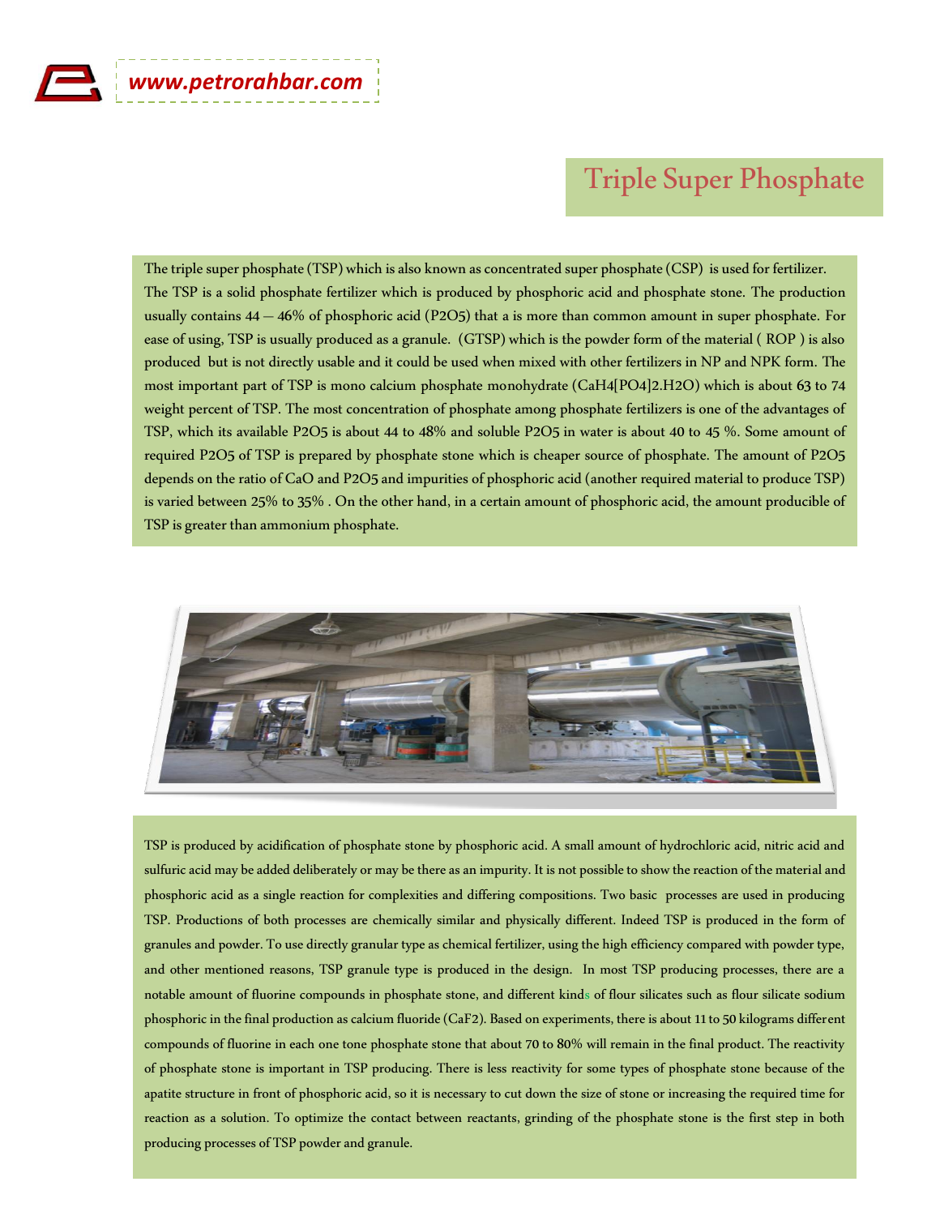# Triple Super Phosphate

The triple super phosphate (TSP) which is also known as concentrated super phosphate (CSP) is used for fertilizer. The TSP is a solid phosphate fertilizer which is produced by phosphoric acid and phosphate stone. The production usually contains 44 – 46% of phosphoric acid ($P_2O_5$) that a is more than common amount in super phosphate. For ease of using, TSP is usually produced as a granule. (GTSP) which is the powder form of the material ( ROP ) is also produced but is not directly usable and it could be used when mixed with other fertilizers in NP and NPK form. The most important part of TSP is mono calcium phosphate monohydrate ($CaH_4[PO_4]_2.H_2O$) which is about 63 to 74 weight percent of TSP. The most concentration of phosphate among phosphate fertilizers is one of the advantages of TSP, which its available $P_2O_5$ is about 44 to 48% and soluble $P_2O_5$ in water is about 40 to 45 %. Some amount of required $P_2O_5$ of TSP is prepared by phosphate stone which is cheaper source of phosphate. The amount of $P_2O_5$ depends on the ratio of CaO and $P_2O_5$ and impurities of phosphoric acid (another required material to produce TSP) is varied between 25% to 35% . On the other hand, in a certain amount of phosphoric acid, the amount producible of TSP is greater than ammonium phosphate.

TSP is produced by acidification of phosphate stone by phosphoric acid. A small amount of hydrochloric acid, nitric acid and sulfuric acid may be added deliberately or may be there as an impurity. It is not possible to show the reaction of the material and phosphoric acid as a single reaction for complexities and differing compositions. Two basic processes are used in producing TSP. Productions of both processes are chemically similar and physically different. Indeed TSP is produced in the form of granules and powder. To use directly granular type as chemical fertilizer, using the high efficiency compared with powder type, and other mentioned reasons, TSP granule type is produced in the design. In most TSP producing processes, there are a notable amount of fluorine compounds in phosphate stone, and different kinds of flour silicates such as flour silicate sodium phosphoric in the final production as calcium fluoride ($CaF_2$). Based on experiments, there is about 11 to 50 kilograms different compounds of fluorine in each one tone phosphate stone that about 70 to 80% will remain in the final product. The reactivity of phosphate stone is important in TSP producing. There is less reactivity for some types of phosphate stone because of the apatite structure in front of phosphoric acid, so it is necessary to cut down the size of stone or increasing the required time for reaction as a solution. To optimize the contact between reactants, grinding of the phosphate stone is the first step in both producing processes of TSP powder and granule.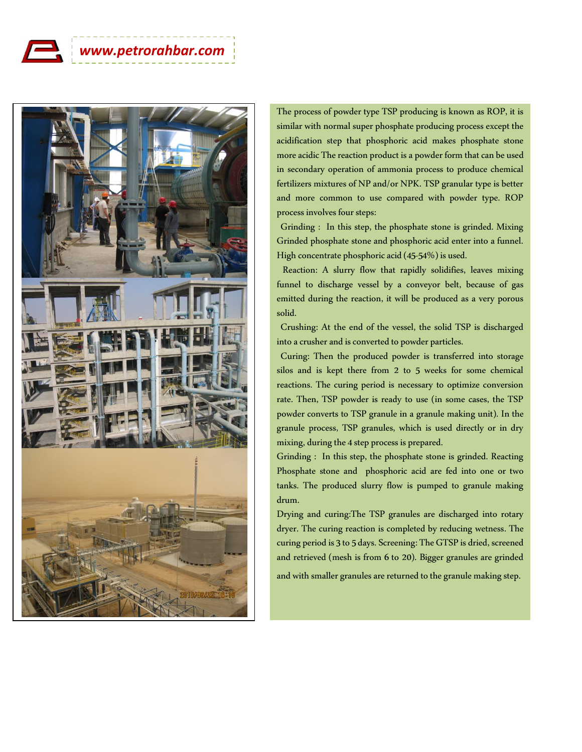The process of powder type TSP producing is known as ROP, it is similar with normal super phosphate producing process except the acidification step that phosphoric acid makes phosphate stone more acidic The reaction product is a powder form that can be used in secondary operation of ammonia process to produce chemical fertilizers mixtures of NP and/or NPK. TSP granular type is better and more common to use compared with powder type. ROP process involves four steps:

Grinding : In this step, the phosphate stone is grinded. Mixing Grinded phosphate stone and phosphoric acid enter into a funnel. High concentrate phosphoric acid (45-54%) is used.

Reaction: A slurry flow that rapidly solidifies, leaves mixing funnel to discharge vessel by a conveyor belt, because of gas emitted during the reaction, it will be produced as a very porous solid.

Crushing: At the end of the vessel, the solid TSP is discharged into a crusher and is converted to powder particles.

Curing: Then the produced powder is transferred into storage silos and is kept there from 2 to 5 weeks for some chemical reactions. The curing period is necessary to optimize conversion rate. Then, TSP powder is ready to use (in some cases, the TSP powder converts to TSP granule in a granule making unit). In the granule process, TSP granules, which is used directly or in dry mixing, during the 4 step process is prepared.

Grinding : In this step, the phosphate stone is grinded. Reacting Phosphate stone and phosphoric acid are fed into one or two tanks. The produced slurry flow is pumped to granule making drum.

Drying and curing:The TSP granules are discharged into rotary dryer. The curing reaction is completed by reducing wetness. The curing period is 3 to 5 days. Screening: The GTSP is dried, screened and retrieved (mesh is from 6 to 20). Bigger granules are grinded and with smaller granules are returned to the granule making step.